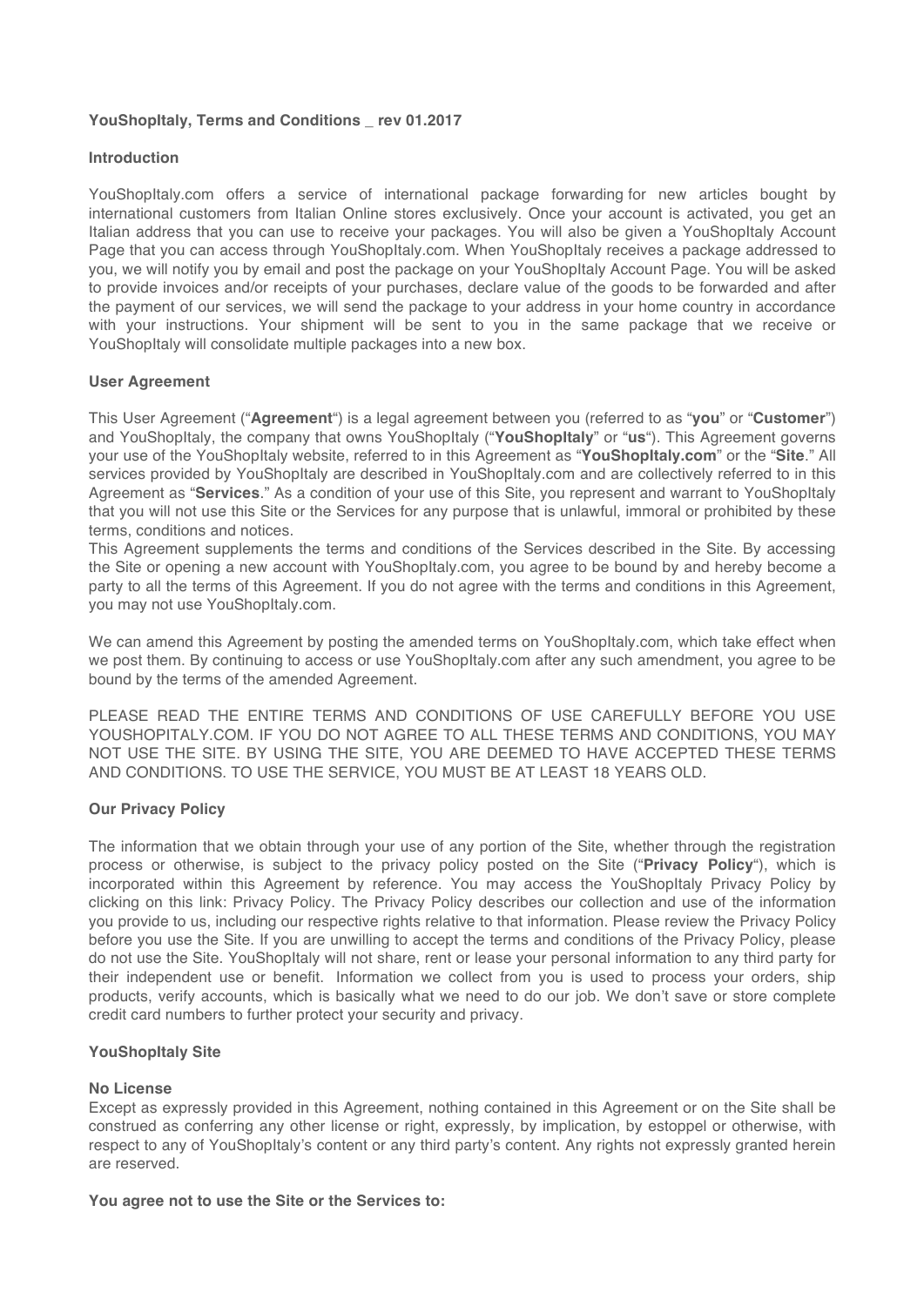**YouShopItaly, Terms and Conditions _ rev 01.2017**

**Introduction**

YouShopItaly.com offers a service of international package forwarding for new articles bought by international customers from Italian Online stores exclusively. Once your account is activated, you get an Italian address that you can use to receive your packages. You will also be given a YouShopItaly Account Page that you can access through YouShopItaly.com. When YouShopItaly receives a package addressed to you, we will notify you by email and post the package on your YouShopItaly Account Page. You will be asked to provide invoices and/or receipts of your purchases, declare value of the goods to be forwarded and after the payment of our services, we will send the package to your address in your home country in accordance with your instructions. Your shipment will be sent to you in the same package that we receive or YouShopItaly will consolidate multiple packages into a new box.

**User Agreement**

This User Agreement ("**Agreement**") is a legal agreement between you (referred to as "**you**" or "**Customer**") and YouShopItaly, the company that owns YouShopItaly ("**YouShopItaly**" or "**us**"). This Agreement governs your use of the YouShopItaly website, referred to in this Agreement as "**YouShopItaly.com**" or the "**Site**." All services provided by YouShopItaly are described in YouShopItaly.com and are collectively referred to in this Agreement as "**Services**." As a condition of your use of this Site, you represent and warrant to YouShopItaly that you will not use this Site or the Services for any purpose that is unlawful, immoral or prohibited by these terms, conditions and notices.
This Agreement supplements the terms and conditions of the Services described in the Site. By accessing the Site or opening a new account with YouShopItaly.com, you agree to be bound by and hereby become a party to all the terms of this Agreement. If you do not agree with the terms and conditions in this Agreement, you may not use YouShopItaly.com.

We can amend this Agreement by posting the amended terms on YouShopItaly.com, which take effect when we post them. By continuing to access or use YouShopItaly.com after any such amendment, you agree to be bound by the terms of the amended Agreement.

PLEASE READ THE ENTIRE TERMS AND CONDITIONS OF USE CAREFULLY BEFORE YOU USE YOUSHOPITALY.COM. IF YOU DO NOT AGREE TO ALL THESE TERMS AND CONDITIONS, YOU MAY NOT USE THE SITE. BY USING THE SITE, YOU ARE DEEMED TO HAVE ACCEPTED THESE TERMS AND CONDITIONS. TO USE THE SERVICE, YOU MUST BE AT LEAST 18 YEARS OLD.

**Our Privacy Policy**

The information that we obtain through your use of any portion of the Site, whether through the registration process or otherwise, is subject to the privacy policy posted on the Site ("**Privacy Policy**"), which is incorporated within this Agreement by reference. You may access the YouShopItaly Privacy Policy by clicking on this link: Privacy Policy. The Privacy Policy describes our collection and use of the information you provide to us, including our respective rights relative to that information. Please review the Privacy Policy before you use the Site. If you are unwilling to accept the terms and conditions of the Privacy Policy, please do not use the Site. YouShopItaly will not share, rent or lease your personal information to any third party for their independent use or benefit. Information we collect from you is used to process your orders, ship products, verify accounts, which is basically what we need to do our job. We don't save or store complete credit card numbers to further protect your security and privacy.

**YouShopItaly Site**

**No License**
Except as expressly provided in this Agreement, nothing contained in this Agreement or on the Site shall be construed as conferring any other license or right, expressly, by implication, by estoppel or otherwise, with respect to any of YouShopItaly's content or any third party's content. Any rights not expressly granted herein are reserved.

**You agree not to use the Site or the Services to:**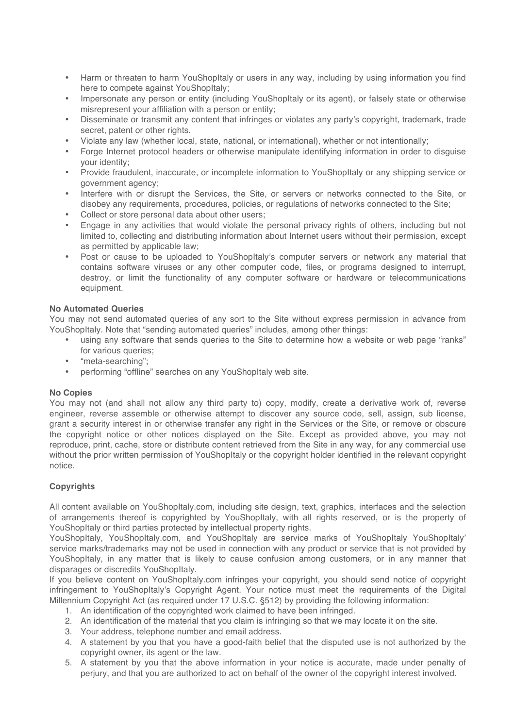- Harm or threaten to harm YouShopItaly or users in any way, including by using information you find here to compete against YouShopItaly;
- Impersonate any person or entity (including YouShopItaly or its agent), or falsely state or otherwise misrepresent your affiliation with a person or entity;
- Disseminate or transmit any content that infringes or violates any party's copyright, trademark, trade secret, patent or other rights.
- Violate any law (whether local, state, national, or international), whether or not intentionally;
- Forge Internet protocol headers or otherwise manipulate identifying information in order to disguise your identity;
- Provide fraudulent, inaccurate, or incomplete information to YouShopItaly or any shipping service or government agency;
- Interfere with or disrupt the Services, the Site, or servers or networks connected to the Site, or disobey any requirements, procedures, policies, or regulations of networks connected to the Site;
- Collect or store personal data about other users;
- Engage in any activities that would violate the personal privacy rights of others, including but not limited to, collecting and distributing information about Internet users without their permission, except as permitted by applicable law;
- Post or cause to be uploaded to YouShopItaly's computer servers or network any material that contains software viruses or any other computer code, files, or programs designed to interrupt, destroy, or limit the functionality of any computer software or hardware or telecommunications equipment.

**No Automated Queries**

You may not send automated queries of any sort to the Site without express permission in advance from YouShopItaly. Note that "sending automated queries" includes, among other things:

- using any software that sends queries to the Site to determine how a website or web page "ranks" for various queries;
- "meta-searching";
- performing "offline" searches on any YouShopItaly web site.

**No Copies**

You may not (and shall not allow any third party to) copy, modify, create a derivative work of, reverse engineer, reverse assemble or otherwise attempt to discover any source code, sell, assign, sub license, grant a security interest in or otherwise transfer any right in the Services or the Site, or remove or obscure the copyright notice or other notices displayed on the Site. Except as provided above, you may not reproduce, print, cache, store or distribute content retrieved from the Site in any way, for any commercial use without the prior written permission of YouShopItaly or the copyright holder identified in the relevant copyright notice.

**Copyrights**

All content available on YouShopItaly.com, including site design, text, graphics, interfaces and the selection of arrangements thereof is copyrighted by YouShopItaly, with all rights reserved, or is the property of YouShopItaly or third parties protected by intellectual property rights.

YouShopItaly, YouShopItaly.com, and YouShopItaly are service marks of YouShopItaly YouShopItaly' service marks/trademarks may not be used in connection with any product or service that is not provided by YouShopItaly, in any matter that is likely to cause confusion among customers, or in any manner that disparages or discredits YouShopItaly.

If you believe content on YouShopItaly.com infringes your copyright, you should send notice of copyright infringement to YouShopItaly's Copyright Agent. Your notice must meet the requirements of the Digital Millennium Copyright Act (as required under 17 U.S.C. §512) by providing the following information:

1. An identification of the copyrighted work claimed to have been infringed.
2. An identification of the material that you claim is infringing so that we may locate it on the site.
3. Your address, telephone number and email address.
4. A statement by you that you have a good-faith belief that the disputed use is not authorized by the copyright owner, its agent or the law.
5. A statement by you that the above information in your notice is accurate, made under penalty of perjury, and that you are authorized to act on behalf of the owner of the copyright interest involved.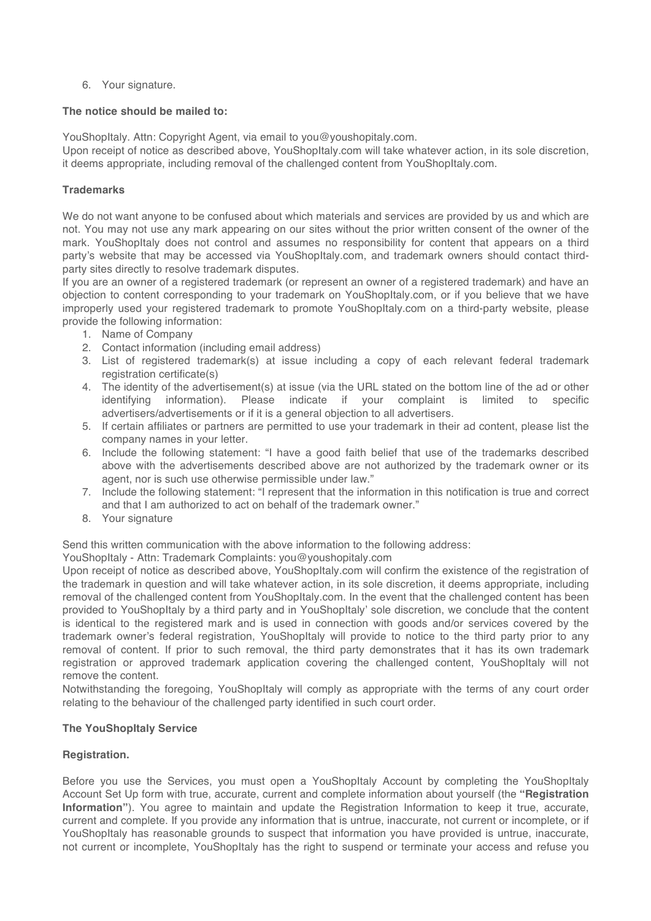6. Your signature.

**The notice should be mailed to:**

YouShopItaly. Attn: Copyright Agent, via email to you@youshopitaly.com.
Upon receipt of notice as described above, YouShopItaly.com will take whatever action, in its sole discretion, it deems appropriate, including removal of the challenged content from YouShopItaly.com.

**Trademarks**

We do not want anyone to be confused about which materials and services are provided by us and which are not. You may not use any mark appearing on our sites without the prior written consent of the owner of the mark. YouShopItaly does not control and assumes no responsibility for content that appears on a third party's website that may be accessed via YouShopItaly.com, and trademark owners should contact third-party sites directly to resolve trademark disputes.
If you are an owner of a registered trademark (or represent an owner of a registered trademark) and have an objection to content corresponding to your trademark on YouShopItaly.com, or if you believe that we have improperly used your registered trademark to promote YouShopItaly.com on a third-party website, please provide the following information:

1. Name of Company
2. Contact information (including email address)
3. List of registered trademark(s) at issue including a copy of each relevant federal trademark registration certificate(s)
4. The identity of the advertisement(s) at issue (via the URL stated on the bottom line of the ad or other identifying information). Please indicate if your complaint is limited to specific advertisers/advertisements or if it is a general objection to all advertisers.
5. If certain affiliates or partners are permitted to use your trademark in their ad content, please list the company names in your letter.
6. Include the following statement: "I have a good faith belief that use of the trademarks described above with the advertisements described above are not authorized by the trademark owner or its agent, nor is such use otherwise permissible under law."
7. Include the following statement: "I represent that the information in this notification is true and correct and that I am authorized to act on behalf of the trademark owner."
8. Your signature

Send this written communication with the above information to the following address:
YouShopItaly - Attn: Trademark Complaints: you@youshopitaly.com
Upon receipt of notice as described above, YouShopItaly.com will confirm the existence of the registration of the trademark in question and will take whatever action, in its sole discretion, it deems appropriate, including removal of the challenged content from YouShopItaly.com. In the event that the challenged content has been provided to YouShopItaly by a third party and in YouShopItaly' sole discretion, we conclude that the content is identical to the registered mark and is used in connection with goods and/or services covered by the trademark owner's federal registration, YouShopItaly will provide to notice to the third party prior to any removal of content. If prior to such removal, the third party demonstrates that it has its own trademark registration or approved trademark application covering the challenged content, YouShopItaly will not remove the content.
Notwithstanding the foregoing, YouShopItaly will comply as appropriate with the terms of any court order relating to the behaviour of the challenged party identified in such court order.

**The YouShopItaly Service**

**Registration.**

Before you use the Services, you must open a YouShopItaly Account by completing the YouShopItaly Account Set Up form with true, accurate, current and complete information about yourself (the **"Registration Information"**). You agree to maintain and update the Registration Information to keep it true, accurate, current and complete. If you provide any information that is untrue, inaccurate, not current or incomplete, or if YouShopItaly has reasonable grounds to suspect that information you have provided is untrue, inaccurate, not current or incomplete, YouShopItaly has the right to suspend or terminate your access and refuse you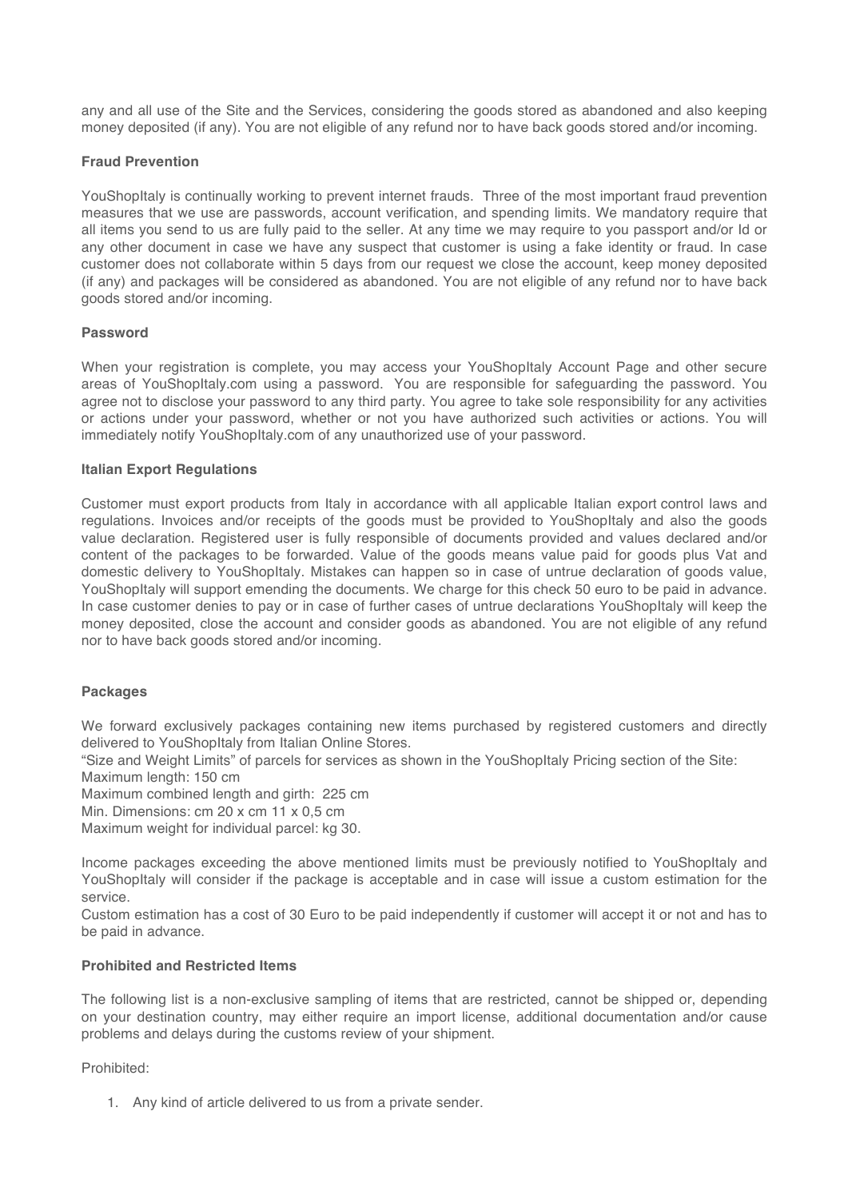any and all use of the Site and the Services, considering the goods stored as abandoned and also keeping money deposited (if any). You are not eligible of any refund nor to have back goods stored and/or incoming.

**Fraud Prevention**

YouShopItaly is continually working to prevent internet frauds. Three of the most important fraud prevention measures that we use are passwords, account verification, and spending limits. We mandatory require that all items you send to us are fully paid to the seller. At any time we may require to you passport and/or Id or any other document in case we have any suspect that customer is using a fake identity or fraud. In case customer does not collaborate within 5 days from our request we close the account, keep money deposited (if any) and packages will be considered as abandoned. You are not eligible of any refund nor to have back goods stored and/or incoming.

**Password**

When your registration is complete, you may access your YouShopItaly Account Page and other secure areas of YouShopItaly.com using a password. You are responsible for safeguarding the password. You agree not to disclose your password to any third party. You agree to take sole responsibility for any activities or actions under your password, whether or not you have authorized such activities or actions. You will immediately notify YouShopItaly.com of any unauthorized use of your password.

**Italian Export Regulations**

Customer must export products from Italy in accordance with all applicable Italian export control laws and regulations. Invoices and/or receipts of the goods must be provided to YouShopItaly and also the goods value declaration. Registered user is fully responsible of documents provided and values declared and/or content of the packages to be forwarded. Value of the goods means value paid for goods plus Vat and domestic delivery to YouShopItaly. Mistakes can happen so in case of untrue declaration of goods value, YouShopItaly will support emending the documents. We charge for this check 50 euro to be paid in advance. In case customer denies to pay or in case of further cases of untrue declarations YouShopItaly will keep the money deposited, close the account and consider goods as abandoned. You are not eligible of any refund nor to have back goods stored and/or incoming.

**Packages**

We forward exclusively packages containing new items purchased by registered customers and directly delivered to YouShopItaly from Italian Online Stores.

"Size and Weight Limits" of parcels for services as shown in the YouShopItaly Pricing section of the Site:
Maximum length: 150 cm
Maximum combined length and girth: 225 cm
Min. Dimensions: cm 20 x cm 11 x 0,5 cm
Maximum weight for individual parcel: kg 30.

Income packages exceeding the above mentioned limits must be previously notified to YouShopItaly and YouShopItaly will consider if the package is acceptable and in case will issue a custom estimation for the service.

Custom estimation has a cost of 30 Euro to be paid independently if customer will accept it or not and has to be paid in advance.

**Prohibited and Restricted Items**

The following list is a non-exclusive sampling of items that are restricted, cannot be shipped or, depending on your destination country, may either require an import license, additional documentation and/or cause problems and delays during the customs review of your shipment.

Prohibited:

1. Any kind of article delivered to us from a private sender.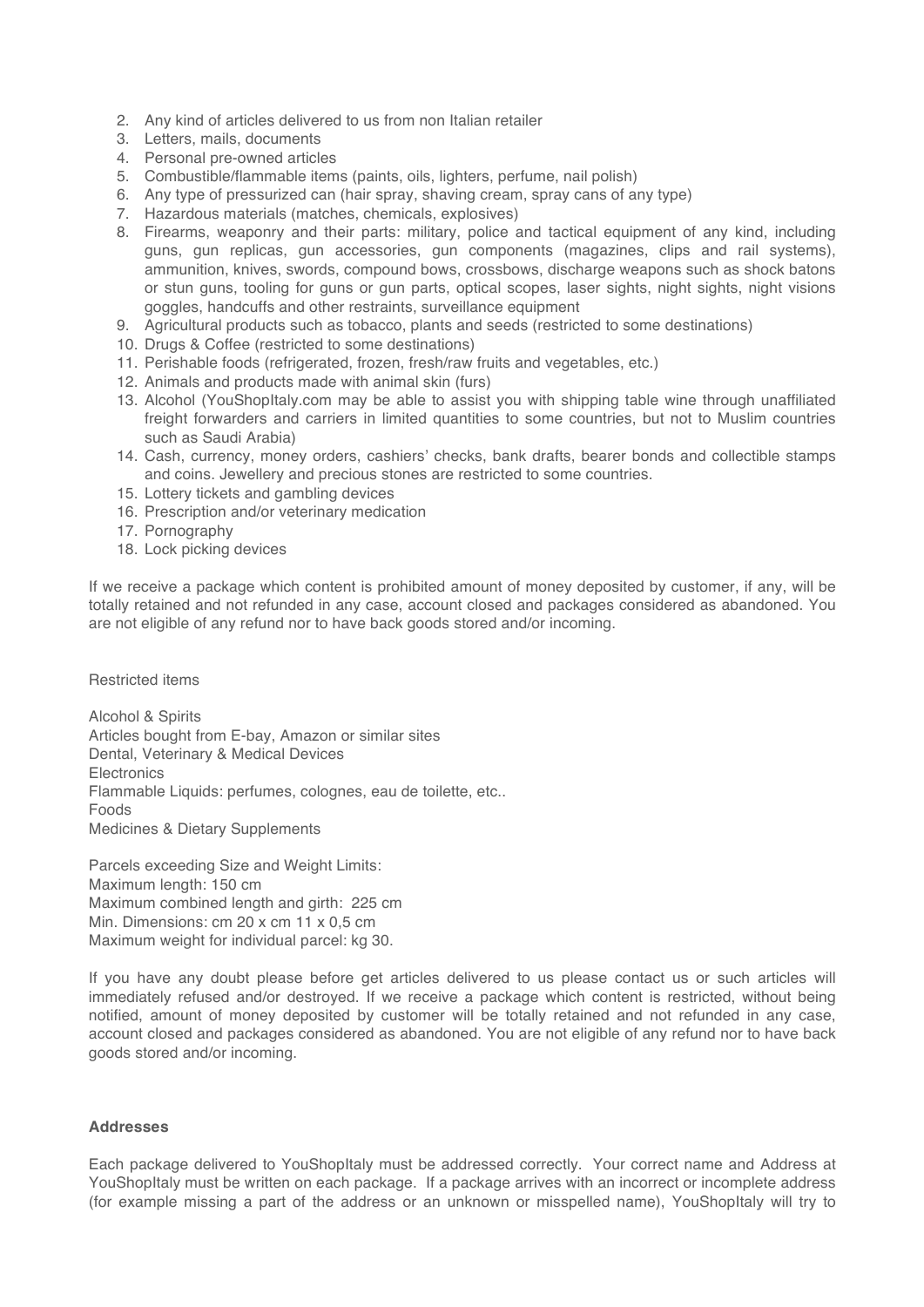2. Any kind of articles delivered to us from non Italian retailer
3. Letters, mails, documents
4. Personal pre-owned articles
5. Combustible/flammable items (paints, oils, lighters, perfume, nail polish)
6. Any type of pressurized can (hair spray, shaving cream, spray cans of any type)
7. Hazardous materials (matches, chemicals, explosives)
8. Firearms, weaponry and their parts: military, police and tactical equipment of any kind, including guns, gun replicas, gun accessories, gun components (magazines, clips and rail systems), ammunition, knives, swords, compound bows, crossbows, discharge weapons such as shock batons or stun guns, tooling for guns or gun parts, optical scopes, laser sights, night sights, night visions goggles, handcuffs and other restraints, surveillance equipment
9. Agricultural products such as tobacco, plants and seeds (restricted to some destinations)
10. Drugs & Coffee (restricted to some destinations)
11. Perishable foods (refrigerated, frozen, fresh/raw fruits and vegetables, etc.)
12. Animals and products made with animal skin (furs)
13. Alcohol (YouShopItaly.com may be able to assist you with shipping table wine through unaffiliated freight forwarders and carriers in limited quantities to some countries, but not to Muslim countries such as Saudi Arabia)
14. Cash, currency, money orders, cashiers' checks, bank drafts, bearer bonds and collectible stamps and coins. Jewellery and precious stones are restricted to some countries.
15. Lottery tickets and gambling devices
16. Prescription and/or veterinary medication
17. Pornography
18. Lock picking devices

If we receive a package which content is prohibited amount of money deposited by customer, if any, will be totally retained and not refunded in any case, account closed and packages considered as abandoned. You are not eligible of any refund nor to have back goods stored and/or incoming.

Restricted items

Alcohol & Spirits
Articles bought from E-bay, Amazon or similar sites
Dental, Veterinary & Medical Devices
Electronics
Flammable Liquids: perfumes, colognes, eau de toilette, etc..
Foods
Medicines & Dietary Supplements

Parcels exceeding Size and Weight Limits:
Maximum length: 150 cm
Maximum combined length and girth: 225 cm
Min. Dimensions: cm 20 x cm 11 x 0,5 cm
Maximum weight for individual parcel: kg 30.

If you have any doubt please before get articles delivered to us please contact us or such articles will immediately refused and/or destroyed. If we receive a package which content is restricted, without being notified, amount of money deposited by customer will be totally retained and not refunded in any case, account closed and packages considered as abandoned. You are not eligible of any refund nor to have back goods stored and/or incoming.

**Addresses**

Each package delivered to YouShopItaly must be addressed correctly. Your correct name and Address at YouShopItaly must be written on each package. If a package arrives with an incorrect or incomplete address (for example missing a part of the address or an unknown or misspelled name), YouShopItaly will try to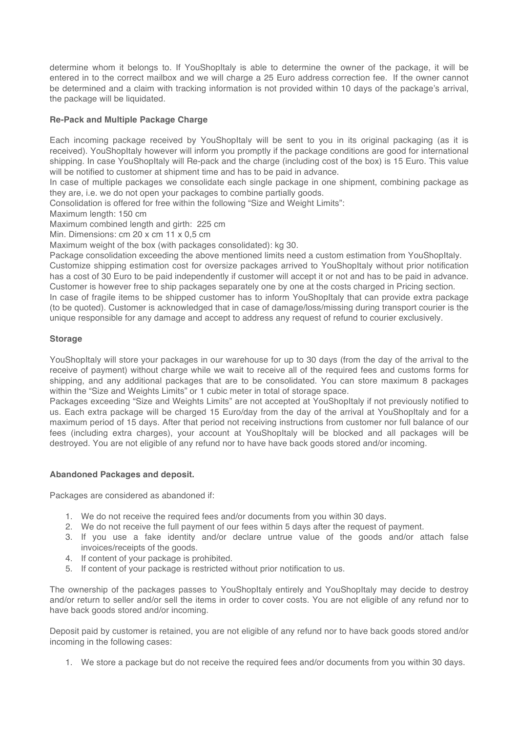determine whom it belongs to. If YouShopItaly is able to determine the owner of the package, it will be entered in to the correct mailbox and we will charge a 25 Euro address correction fee. If the owner cannot be determined and a claim with tracking information is not provided within 10 days of the package's arrival, the package will be liquidated.

**Re-Pack and Multiple Package Charge**

Each incoming package received by YouShopItaly will be sent to you in its original packaging (as it is received). YouShopItaly however will inform you promptly if the package conditions are good for international shipping. In case YouShopItaly will Re-pack and the charge (including cost of the box) is 15 Euro. This value will be notified to customer at shipment time and has to be paid in advance.

In case of multiple packages we consolidate each single package in one shipment, combining package as they are, i.e. we do not open your packages to combine partially goods.

Consolidation is offered for free within the following "Size and Weight Limits":

Maximum length: 150 cm

Maximum combined length and girth: 225 cm

Min. Dimensions: cm 20 x cm 11 x 0,5 cm

Maximum weight of the box (with packages consolidated): kg 30.

Package consolidation exceeding the above mentioned limits need a custom estimation from YouShopItaly.

Customize shipping estimation cost for oversize packages arrived to YouShopItaly without prior notification has a cost of 30 Euro to be paid independently if customer will accept it or not and has to be paid in advance.

Customer is however free to ship packages separately one by one at the costs charged in Pricing section.

In case of fragile items to be shipped customer has to inform YouShopItaly that can provide extra package (to be quoted). Customer is acknowledged that in case of damage/loss/missing during transport courier is the unique responsible for any damage and accept to address any request of refund to courier exclusively.

**Storage**

YouShopItaly will store your packages in our warehouse for up to 30 days (from the day of the arrival to the receive of payment) without charge while we wait to receive all of the required fees and customs forms for shipping, and any additional packages that are to be consolidated. You can store maximum 8 packages within the "Size and Weights Limits" or 1 cubic meter in total of storage space.

Packages exceeding "Size and Weights Limits" are not accepted at YouShopItaly if not previously notified to us. Each extra package will be charged 15 Euro/day from the day of the arrival at YouShopItaly and for a maximum period of 15 days. After that period not receiving instructions from customer nor full balance of our fees (including extra charges), your account at YouShopItaly will be blocked and all packages will be destroyed. You are not eligible of any refund nor to have have back goods stored and/or incoming.

**Abandoned Packages and deposit.**

Packages are considered as abandoned if:

1. We do not receive the required fees and/or documents from you within 30 days.
2. We do not receive the full payment of our fees within 5 days after the request of payment.
3. If you use a fake identity and/or declare untrue value of the goods and/or attach false invoices/receipts of the goods.
4. If content of your package is prohibited.
5. If content of your package is restricted without prior notification to us.

The ownership of the packages passes to YouShopItaly entirely and YouShopItaly may decide to destroy and/or return to seller and/or sell the items in order to cover costs. You are not eligible of any refund nor to have back goods stored and/or incoming.

Deposit paid by customer is retained, you are not eligible of any refund nor to have back goods stored and/or incoming in the following cases:

1. We store a package but do not receive the required fees and/or documents from you within 30 days.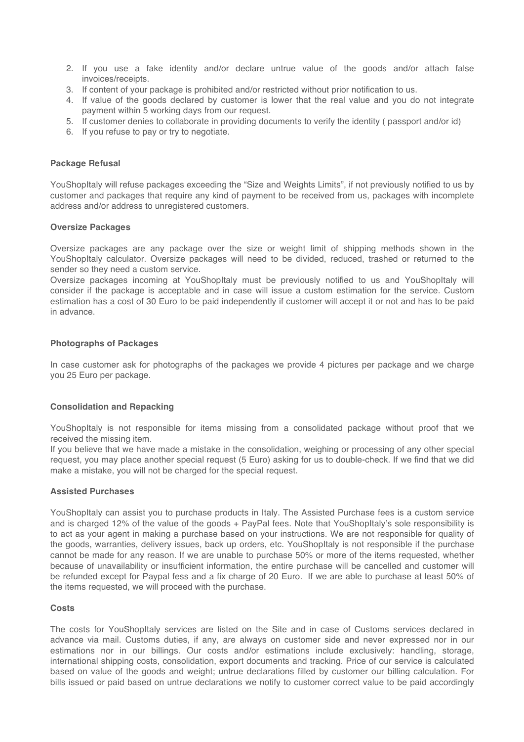2. If you use a fake identity and/or declare untrue value of the goods and/or attach false invoices/receipts.
3. If content of your package is prohibited and/or restricted without prior notification to us.
4. If value of the goods declared by customer is lower that the real value and you do not integrate payment within 5 working days from our request.
5. If customer denies to collaborate in providing documents to verify the identity ( passport and/or id)
6. If you refuse to pay or try to negotiate.

**Package Refusal**

YouShopItaly will refuse packages exceeding the "Size and Weights Limits", if not previously notified to us by customer and packages that require any kind of payment to be received from us, packages with incomplete address and/or address to unregistered customers.

**Oversize Packages**

Oversize packages are any package over the size or weight limit of shipping methods shown in the YouShopItaly calculator. Oversize packages will need to be divided, reduced, trashed or returned to the sender so they need a custom service.

Oversize packages incoming at YouShopItaly must be previously notified to us and YouShopItaly will consider if the package is acceptable and in case will issue a custom estimation for the service. Custom estimation has a cost of 30 Euro to be paid independently if customer will accept it or not and has to be paid in advance.

**Photographs of Packages**

In case customer ask for photographs of the packages we provide 4 pictures per package and we charge you 25 Euro per package.

**Consolidation and Repacking**

YouShopItaly is not responsible for items missing from a consolidated package without proof that we received the missing item.

If you believe that we have made a mistake in the consolidation, weighing or processing of any other special request, you may place another special request (5 Euro) asking for us to double-check. If we find that we did make a mistake, you will not be charged for the special request.

**Assisted Purchases**

YouShopItaly can assist you to purchase products in Italy. The Assisted Purchase fees is a custom service and is charged 12% of the value of the goods + PayPal fees. Note that YouShopItaly's sole responsibility is to act as your agent in making a purchase based on your instructions. We are not responsible for quality of the goods, warranties, delivery issues, back up orders, etc. YouShopItaly is not responsible if the purchase cannot be made for any reason. If we are unable to purchase 50% or more of the items requested, whether because of unavailability or insufficient information, the entire purchase will be cancelled and customer will be refunded except for Paypal fess and a fix charge of 20 Euro. If we are able to purchase at least 50% of the items requested, we will proceed with the purchase.

**Costs**

The costs for YouShopItaly services are listed on the Site and in case of Customs services declared in advance via mail. Customs duties, if any, are always on customer side and never expressed nor in our estimations nor in our billings. Our costs and/or estimations include exclusively: handling, storage, international shipping costs, consolidation, export documents and tracking. Price of our service is calculated based on value of the goods and weight; untrue declarations filled by customer our billing calculation. For bills issued or paid based on untrue declarations we notify to customer correct value to be paid accordingly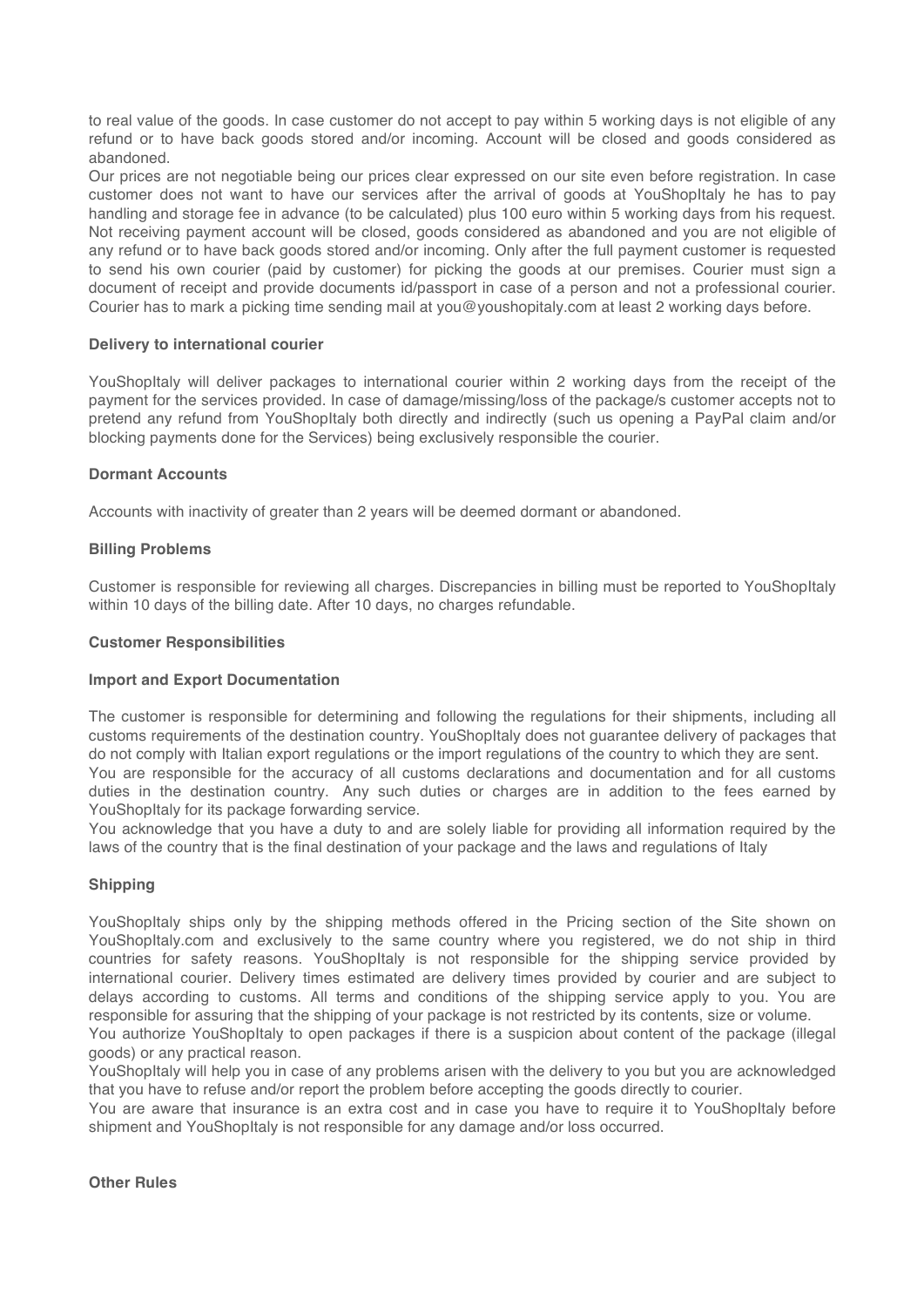to real value of the goods. In case customer do not accept to pay within 5 working days is not eligible of any refund or to have back goods stored and/or incoming. Account will be closed and goods considered as abandoned.

Our prices are not negotiable being our prices clear expressed on our site even before registration. In case customer does not want to have our services after the arrival of goods at YouShopItaly he has to pay handling and storage fee in advance (to be calculated) plus 100 euro within 5 working days from his request. Not receiving payment account will be closed, goods considered as abandoned and you are not eligible of any refund or to have back goods stored and/or incoming. Only after the full payment customer is requested to send his own courier (paid by customer) for picking the goods at our premises. Courier must sign a document of receipt and provide documents id/passport in case of a person and not a professional courier. Courier has to mark a picking time sending mail at you@youshopitaly.com at least 2 working days before.

**Delivery to international courier**

YouShopItaly will deliver packages to international courier within 2 working days from the receipt of the payment for the services provided. In case of damage/missing/loss of the package/s customer accepts not to pretend any refund from YouShopItaly both directly and indirectly (such us opening a PayPal claim and/or blocking payments done for the Services) being exclusively responsible the courier.

**Dormant Accounts**

Accounts with inactivity of greater than 2 years will be deemed dormant or abandoned.

**Billing Problems**

Customer is responsible for reviewing all charges. Discrepancies in billing must be reported to YouShopItaly within 10 days of the billing date. After 10 days, no charges refundable.

**Customer Responsibilities**

**Import and Export Documentation**

The customer is responsible for determining and following the regulations for their shipments, including all customs requirements of the destination country. YouShopItaly does not guarantee delivery of packages that do not comply with Italian export regulations or the import regulations of the country to which they are sent.

You are responsible for the accuracy of all customs declarations and documentation and for all customs duties in the destination country. Any such duties or charges are in addition to the fees earned by YouShopItaly for its package forwarding service.

You acknowledge that you have a duty to and are solely liable for providing all information required by the laws of the country that is the final destination of your package and the laws and regulations of Italy

**Shipping**

YouShopItaly ships only by the shipping methods offered in the Pricing section of the Site shown on YouShopItaly.com and exclusively to the same country where you registered, we do not ship in third countries for safety reasons. YouShopItaly is not responsible for the shipping service provided by international courier. Delivery times estimated are delivery times provided by courier and are subject to delays according to customs. All terms and conditions of the shipping service apply to you. You are responsible for assuring that the shipping of your package is not restricted by its contents, size or volume.

You authorize YouShopItaly to open packages if there is a suspicion about content of the package (illegal goods) or any practical reason.

YouShopItaly will help you in case of any problems arisen with the delivery to you but you are acknowledged that you have to refuse and/or report the problem before accepting the goods directly to courier.

You are aware that insurance is an extra cost and in case you have to require it to YouShopItaly before shipment and YouShopItaly is not responsible for any damage and/or loss occurred.

**Other Rules**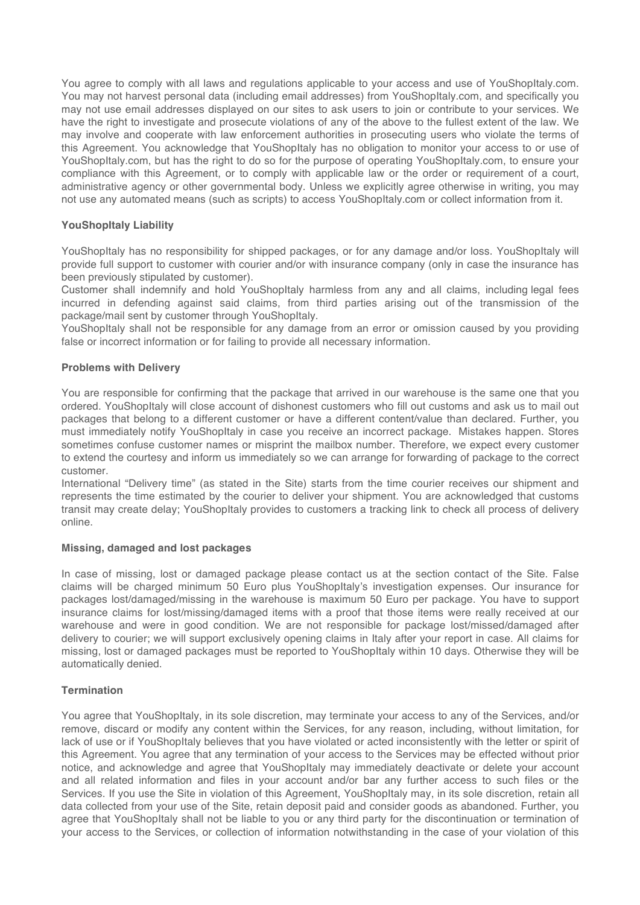You agree to comply with all laws and regulations applicable to your access and use of YouShopItaly.com. You may not harvest personal data (including email addresses) from YouShopItaly.com, and specifically you may not use email addresses displayed on our sites to ask users to join or contribute to your services. We have the right to investigate and prosecute violations of any of the above to the fullest extent of the law. We may involve and cooperate with law enforcement authorities in prosecuting users who violate the terms of this Agreement. You acknowledge that YouShopItaly has no obligation to monitor your access to or use of YouShopItaly.com, but has the right to do so for the purpose of operating YouShopItaly.com, to ensure your compliance with this Agreement, or to comply with applicable law or the order or requirement of a court, administrative agency or other governmental body. Unless we explicitly agree otherwise in writing, you may not use any automated means (such as scripts) to access YouShopItaly.com or collect information from it.

**YouShopItaly Liability**

YouShopItaly has no responsibility for shipped packages, or for any damage and/or loss. YouShopItaly will provide full support to customer with courier and/or with insurance company (only in case the insurance has been previously stipulated by customer).
Customer shall indemnify and hold YouShopItaly harmless from any and all claims, including legal fees incurred in defending against said claims, from third parties arising out of the transmission of the package/mail sent by customer through YouShopItaly.
YouShopItaly shall not be responsible for any damage from an error or omission caused by you providing false or incorrect information or for failing to provide all necessary information.

**Problems with Delivery**

You are responsible for confirming that the package that arrived in our warehouse is the same one that you ordered. YouShopItaly will close account of dishonest customers who fill out customs and ask us to mail out packages that belong to a different customer or have a different content/value than declared. Further, you must immediately notify YouShopItaly in case you receive an incorrect package. Mistakes happen. Stores sometimes confuse customer names or misprint the mailbox number. Therefore, we expect every customer to extend the courtesy and inform us immediately so we can arrange for forwarding of package to the correct customer.
International "Delivery time" (as stated in the Site) starts from the time courier receives our shipment and represents the time estimated by the courier to deliver your shipment. You are acknowledged that customs transit may create delay; YouShopItaly provides to customers a tracking link to check all process of delivery online.

**Missing, damaged and lost packages**

In case of missing, lost or damaged package please contact us at the section contact of the Site. False claims will be charged minimum 50 Euro plus YouShopItaly's investigation expenses. Our insurance for packages lost/damaged/missing in the warehouse is maximum 50 Euro per package. You have to support insurance claims for lost/missing/damaged items with a proof that those items were really received at our warehouse and were in good condition. We are not responsible for package lost/missed/damaged after delivery to courier; we will support exclusively opening claims in Italy after your report in case. All claims for missing, lost or damaged packages must be reported to YouShopItaly within 10 days. Otherwise they will be automatically denied.

**Termination**

You agree that YouShopItaly, in its sole discretion, may terminate your access to any of the Services, and/or remove, discard or modify any content within the Services, for any reason, including, without limitation, for lack of use or if YouShopItaly believes that you have violated or acted inconsistently with the letter or spirit of this Agreement. You agree that any termination of your access to the Services may be effected without prior notice, and acknowledge and agree that YouShopItaly may immediately deactivate or delete your account and all related information and files in your account and/or bar any further access to such files or the Services. If you use the Site in violation of this Agreement, YouShopItaly may, in its sole discretion, retain all data collected from your use of the Site, retain deposit paid and consider goods as abandoned. Further, you agree that YouShopItaly shall not be liable to you or any third party for the discontinuation or termination of your access to the Services, or collection of information notwithstanding in the case of your violation of this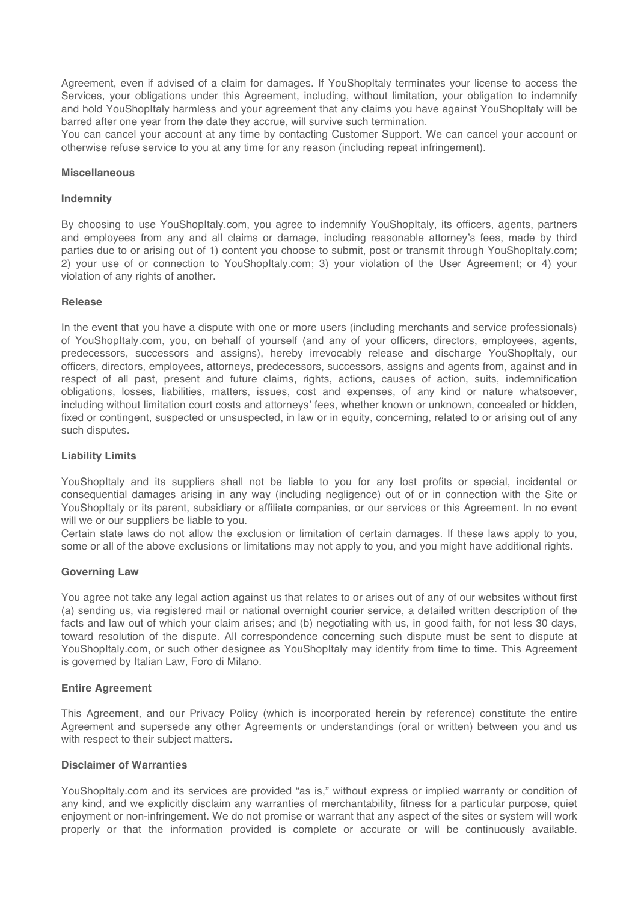Agreement, even if advised of a claim for damages. If YouShopItaly terminates your license to access the Services, your obligations under this Agreement, including, without limitation, your obligation to indemnify and hold YouShopItaly harmless and your agreement that any claims you have against YouShopItaly will be barred after one year from the date they accrue, will survive such termination.
You can cancel your account at any time by contacting Customer Support. We can cancel your account or otherwise refuse service to you at any time for any reason (including repeat infringement).

**Miscellaneous**

**Indemnity**

By choosing to use YouShopItaly.com, you agree to indemnify YouShopItaly, its officers, agents, partners and employees from any and all claims or damage, including reasonable attorney's fees, made by third parties due to or arising out of 1) content you choose to submit, post or transmit through YouShopItaly.com; 2) your use of or connection to YouShopItaly.com; 3) your violation of the User Agreement; or 4) your violation of any rights of another.

**Release**

In the event that you have a dispute with one or more users (including merchants and service professionals) of YouShopItaly.com, you, on behalf of yourself (and any of your officers, directors, employees, agents, predecessors, successors and assigns), hereby irrevocably release and discharge YouShopItaly, our officers, directors, employees, attorneys, predecessors, successors, assigns and agents from, against and in respect of all past, present and future claims, rights, actions, causes of action, suits, indemnification obligations, losses, liabilities, matters, issues, cost and expenses, of any kind or nature whatsoever, including without limitation court costs and attorneys' fees, whether known or unknown, concealed or hidden, fixed or contingent, suspected or unsuspected, in law or in equity, concerning, related to or arising out of any such disputes.

**Liability Limits**

YouShopItaly and its suppliers shall not be liable to you for any lost profits or special, incidental or consequential damages arising in any way (including negligence) out of or in connection with the Site or YouShopItaly or its parent, subsidiary or affiliate companies, or our services or this Agreement. In no event will we or our suppliers be liable to you.
Certain state laws do not allow the exclusion or limitation of certain damages. If these laws apply to you, some or all of the above exclusions or limitations may not apply to you, and you might have additional rights.

**Governing Law**

You agree not take any legal action against us that relates to or arises out of any of our websites without first (a) sending us, via registered mail or national overnight courier service, a detailed written description of the facts and law out of which your claim arises; and (b) negotiating with us, in good faith, for not less 30 days, toward resolution of the dispute. All correspondence concerning such dispute must be sent to dispute at YouShopItaly.com, or such other designee as YouShopItaly may identify from time to time. This Agreement is governed by Italian Law, Foro di Milano.

**Entire Agreement**

This Agreement, and our Privacy Policy (which is incorporated herein by reference) constitute the entire Agreement and supersede any other Agreements or understandings (oral or written) between you and us with respect to their subject matters.

**Disclaimer of Warranties**

YouShopItaly.com and its services are provided "as is," without express or implied warranty or condition of any kind, and we explicitly disclaim any warranties of merchantability, fitness for a particular purpose, quiet enjoyment or non-infringement. We do not promise or warrant that any aspect of the sites or system will work properly or that the information provided is complete or accurate or will be continuously available.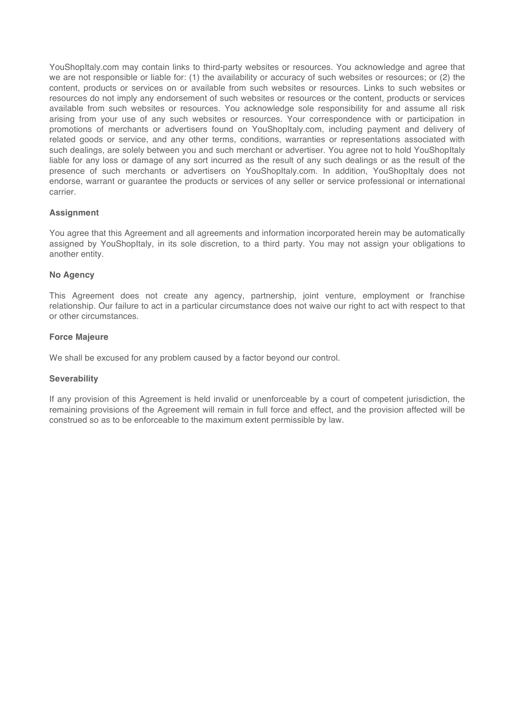YouShopItaly.com may contain links to third-party websites or resources. You acknowledge and agree that we are not responsible or liable for: (1) the availability or accuracy of such websites or resources; or (2) the content, products or services on or available from such websites or resources. Links to such websites or resources do not imply any endorsement of such websites or resources or the content, products or services available from such websites or resources. You acknowledge sole responsibility for and assume all risk arising from your use of any such websites or resources. Your correspondence with or participation in promotions of merchants or advertisers found on YouShopItaly.com, including payment and delivery of related goods or service, and any other terms, conditions, warranties or representations associated with such dealings, are solely between you and such merchant or advertiser. You agree not to hold YouShopItaly liable for any loss or damage of any sort incurred as the result of any such dealings or as the result of the presence of such merchants or advertisers on YouShopItaly.com. In addition, YouShopItaly does not endorse, warrant or guarantee the products or services of any seller or service professional or international carrier.

**Assignment**

You agree that this Agreement and all agreements and information incorporated herein may be automatically assigned by YouShopItaly, in its sole discretion, to a third party. You may not assign your obligations to another entity.

**No Agency**

This Agreement does not create any agency, partnership, joint venture, employment or franchise relationship. Our failure to act in a particular circumstance does not waive our right to act with respect to that or other circumstances.

**Force Majeure**

We shall be excused for any problem caused by a factor beyond our control.

**Severability**

If any provision of this Agreement is held invalid or unenforceable by a court of competent jurisdiction, the remaining provisions of the Agreement will remain in full force and effect, and the provision affected will be construed so as to be enforceable to the maximum extent permissible by law.